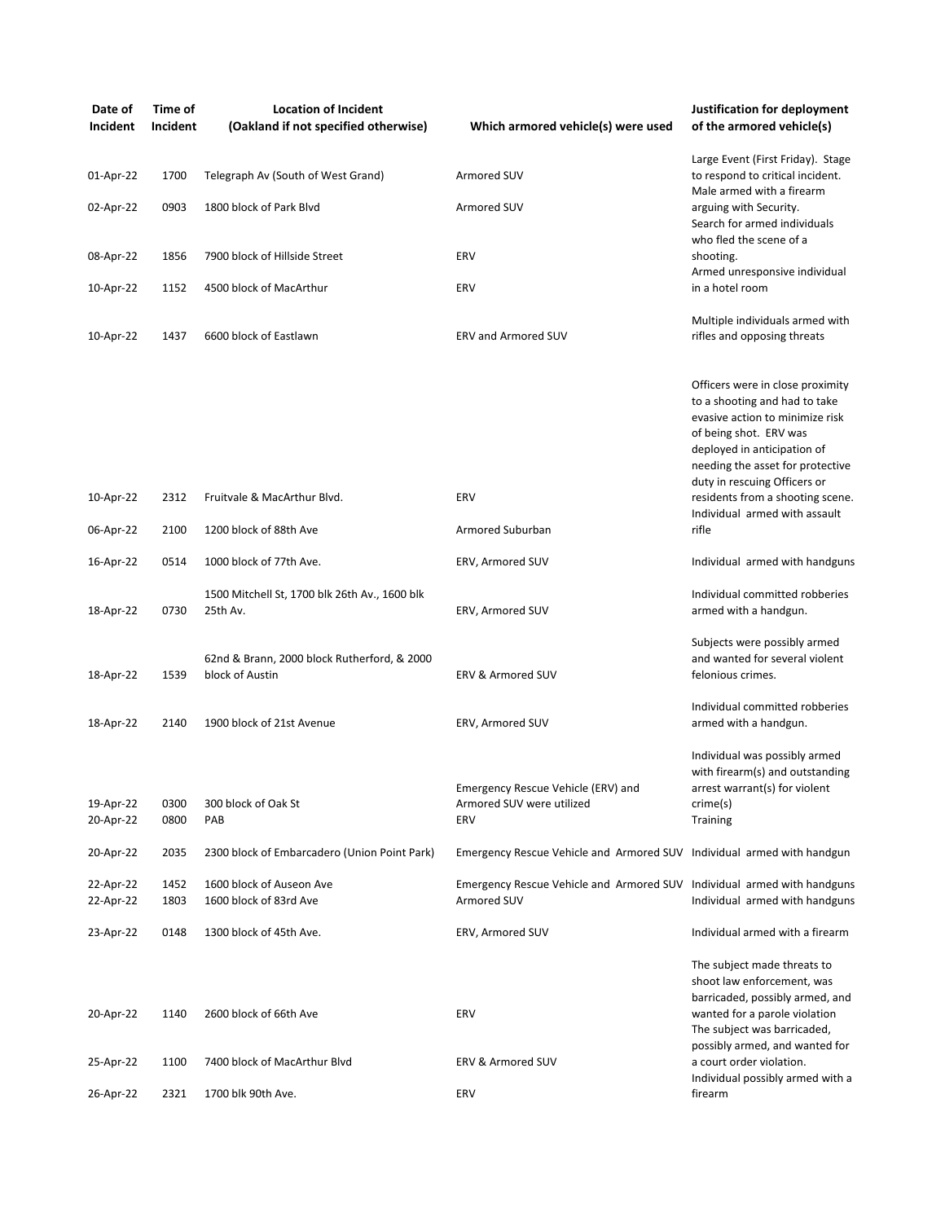| Date of Incident | Time of Incident | Location of Incident (Oakland if not specified otherwise) | Which armored vehicle(s) were used | Justification for deployment of the armored vehicle(s) |
|---|---|---|---|---|
| 01-Apr-22 | 1700 | Telegraph Av (South of West Grand) | Armored SUV | Large Event (First Friday). Stage to respond to critical incident. |
| 02-Apr-22 | 0903 | 1800 block of Park Blvd | Armored SUV | Male armed with a firearm arguing with Security. |
| 08-Apr-22 | 1856 | 7900 block of Hillside Street | ERV | Search for armed individuals who fled the scene of a shooting. |
| 10-Apr-22 | 1152 | 4500 block of MacArthur | ERV | Armed unresponsive individual in a hotel room |
| 10-Apr-22 | 1437 | 6600 block of Eastlawn | ERV and Armored SUV | Multiple individuals armed with rifles and opposing threats |
| 10-Apr-22 | 2312 | Fruitvale & MacArthur Blvd. | ERV | Officers were in close proximity to a shooting and had to take evasive action to minimize risk of being shot. ERV was deployed in anticipation of needing the asset for protective duty in rescuing Officers or residents from a shooting scene. |
| 06-Apr-22 | 2100 | 1200 block of 88th Ave | Armored Suburban | Individual armed with assault rifle |
| 16-Apr-22 | 0514 | 1000 block of 77th Ave. | ERV, Armored SUV | Individual armed with handguns |
| 18-Apr-22 | 0730 | 1500 Mitchell St, 1700 blk 26th Av., 1600 blk 25th Av. | ERV, Armored SUV | Individual committed robberies armed with a handgun. |
| 18-Apr-22 | 1539 | 62nd & Brann, 2000 block Rutherford, & 2000 block of Austin | ERV & Armored SUV | Subjects were possibly armed and wanted for several violent felonious crimes. |
| 18-Apr-22 | 2140 | 1900 block of 21st Avenue | ERV, Armored SUV | Individual committed robberies armed with a handgun. |
| 19-Apr-22 | 0300 | 300 block of Oak St | Emergency Rescue Vehicle (ERV) and Armored SUV were utilized | Individual was possibly armed with firearm(s) and outstanding arrest warrant(s) for violent crime(s) |
| 20-Apr-22 | 0800 | PAB | ERV | Training |
| 20-Apr-22 | 2035 | 2300 block of Embarcadero (Union Point Park) | Emergency Rescue Vehicle and Armored SUV | Individual armed with handgun |
| 22-Apr-22 | 1452 | 1600 block of Auseon Ave | Emergency Rescue Vehicle and Armored SUV | Individual armed with handguns |
| 22-Apr-22 | 1803 | 1600 block of 83rd Ave | Armored SUV | Individual armed with handguns |
| 23-Apr-22 | 0148 | 1300 block of 45th Ave. | ERV, Armored SUV | Individual armed with a firearm |
| 20-Apr-22 | 1140 | 2600 block of 66th Ave | ERV | The subject made threats to shoot law enforcement, was barricaded, possibly armed, and wanted for a parole violation |
| 25-Apr-22 | 1100 | 7400 block of MacArthur Blvd | ERV & Armored SUV | The subject was barricaded, possibly armed, and wanted for a court order violation. |
| 26-Apr-22 | 2321 | 1700 blk 90th Ave. | ERV | Individual possibly armed with a firearm |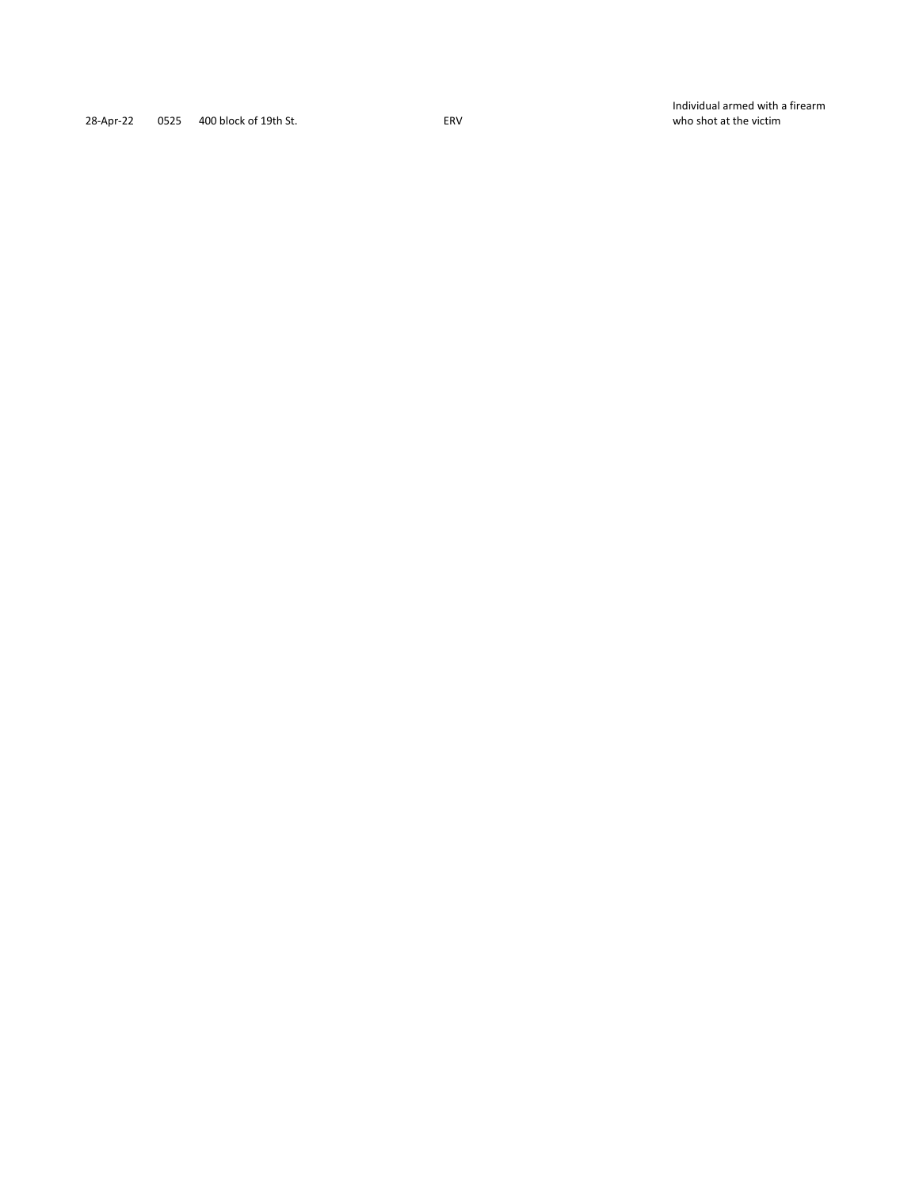| | | | | | |
|---|---|---|---|---|---|
| 28-Apr-22 | 0525 | 400 block of 19th St. | ERV | | Individual armed with a firearm who shot at the victim |